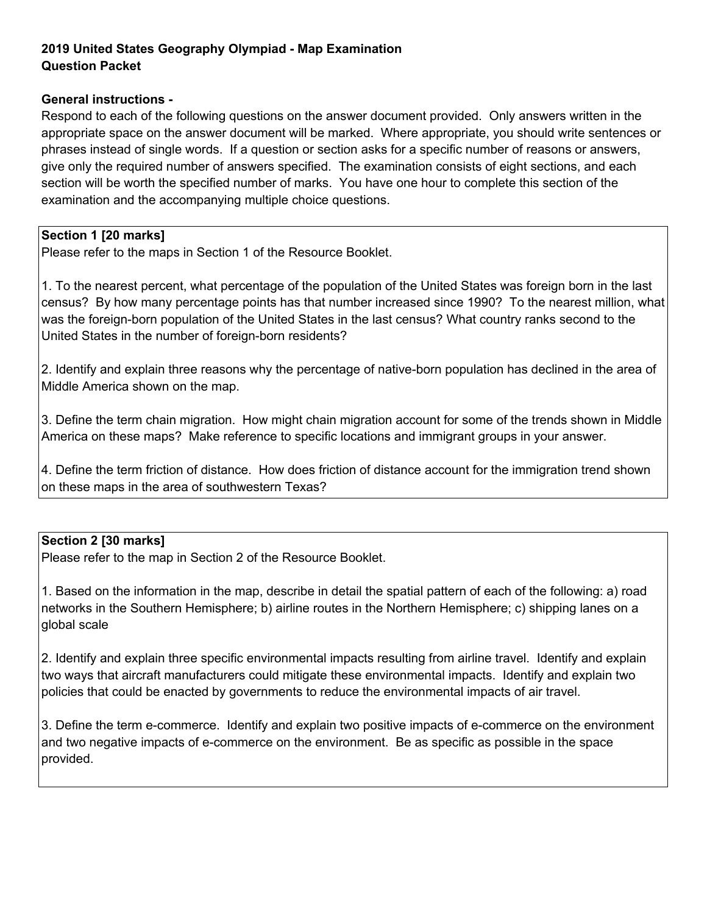**2019 United States Geography Olympiad - Map Examination**
**Question Packet**

**General instructions -**

Respond to each of the following questions on the answer document provided. Only answers written in the appropriate space on the answer document will be marked. Where appropriate, you should write sentences or phrases instead of single words. If a question or section asks for a specific number of reasons or answers, give only the required number of answers specified. The examination consists of eight sections, and each section will be worth the specified number of marks. You have one hour to complete this section of the examination and the accompanying multiple choice questions.

**Section 1 [20 marks]**

Please refer to the maps in Section 1 of the Resource Booklet.

1. To the nearest percent, what percentage of the population of the United States was foreign born in the last census? By how many percentage points has that number increased since 1990? To the nearest million, what was the foreign-born population of the United States in the last census? What country ranks second to the United States in the number of foreign-born residents?

2. Identify and explain three reasons why the percentage of native-born population has declined in the area of Middle America shown on the map.

3. Define the term chain migration. How might chain migration account for some of the trends shown in Middle America on these maps? Make reference to specific locations and immigrant groups in your answer.

4. Define the term friction of distance. How does friction of distance account for the immigration trend shown on these maps in the area of southwestern Texas?

**Section 2 [30 marks]**

Please refer to the map in Section 2 of the Resource Booklet.

1. Based on the information in the map, describe in detail the spatial pattern of each of the following: a) road networks in the Southern Hemisphere; b) airline routes in the Northern Hemisphere; c) shipping lanes on a global scale

2. Identify and explain three specific environmental impacts resulting from airline travel. Identify and explain two ways that aircraft manufacturers could mitigate these environmental impacts. Identify and explain two policies that could be enacted by governments to reduce the environmental impacts of air travel.

3. Define the term e-commerce. Identify and explain two positive impacts of e-commerce on the environment and two negative impacts of e-commerce on the environment. Be as specific as possible in the space provided.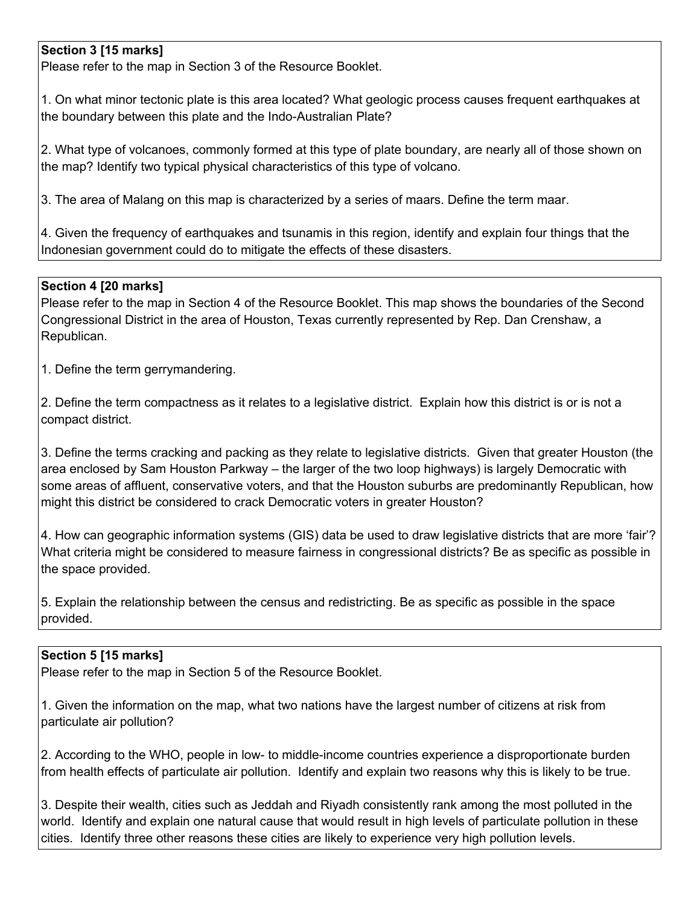**Section 3 [15 marks]**

Please refer to the map in Section 3 of the Resource Booklet.

1. On what minor tectonic plate is this area located? What geologic process causes frequent earthquakes at the boundary between this plate and the Indo-Australian Plate?

2. What type of volcanoes, commonly formed at this type of plate boundary, are nearly all of those shown on the map? Identify two typical physical characteristics of this type of volcano.

3. The area of Malang on this map is characterized by a series of maars. Define the term maar.

4. Given the frequency of earthquakes and tsunamis in this region, identify and explain four things that the Indonesian government could do to mitigate the effects of these disasters.

**Section 4 [20 marks]**

Please refer to the map in Section 4 of the Resource Booklet. This map shows the boundaries of the Second Congressional District in the area of Houston, Texas currently represented by Rep. Dan Crenshaw, a Republican.

1. Define the term gerrymandering.

2. Define the term compactness as it relates to a legislative district. Explain how this district is or is not a compact district.

3. Define the terms cracking and packing as they relate to legislative districts. Given that greater Houston (the area enclosed by Sam Houston Parkway – the larger of the two loop highways) is largely Democratic with some areas of affluent, conservative voters, and that the Houston suburbs are predominantly Republican, how might this district be considered to crack Democratic voters in greater Houston?

4. How can geographic information systems (GIS) data be used to draw legislative districts that are more 'fair'? What criteria might be considered to measure fairness in congressional districts? Be as specific as possible in the space provided.

5. Explain the relationship between the census and redistricting. Be as specific as possible in the space provided.

**Section 5 [15 marks]**

Please refer to the map in Section 5 of the Resource Booklet.

1. Given the information on the map, what two nations have the largest number of citizens at risk from particulate air pollution?

2. According to the WHO, people in low- to middle-income countries experience a disproportionate burden from health effects of particulate air pollution. Identify and explain two reasons why this is likely to be true.

3. Despite their wealth, cities such as Jeddah and Riyadh consistently rank among the most polluted in the world. Identify and explain one natural cause that would result in high levels of particulate pollution in these cities. Identify three other reasons these cities are likely to experience very high pollution levels.